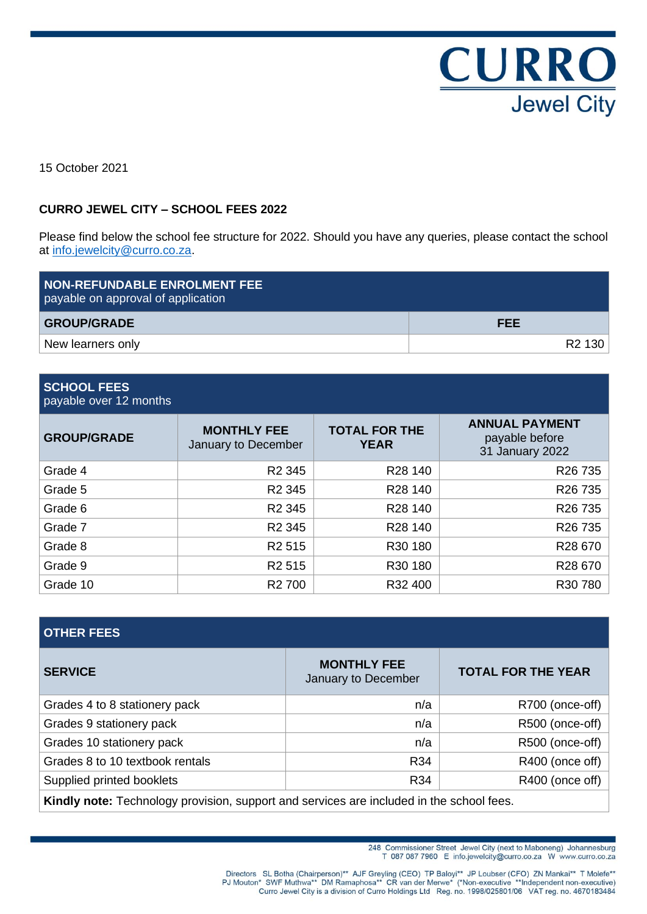CURRO
Jewel City

15 October 2021

**CURRO JEWEL CITY – SCHOOL FEES 2022**

Please find below the school fee structure for 2022. Should you have any queries, please contact the school at info.jewelcity@curro.co.za.

| **NON-REFUNDABLE ENROLMENT FEE** payable on approval of application | |
|---|---|
| **GROUP/GRADE** | **FEE** |
| New learners only | R2 130 |

| **SCHOOL FEES** payable over 12 months | | | |
|---|---|---|---|
| **GROUP/GRADE** | **MONTHLY FEE** January to December | **TOTAL FOR THE YEAR** | **ANNUAL PAYMENT** payable before 31 January 2022 |
| Grade 4 | R2 345 | R28 140 | R26 735 |
| Grade 5 | R2 345 | R28 140 | R26 735 |
| Grade 6 | R2 345 | R28 140 | R26 735 |
| Grade 7 | R2 345 | R28 140 | R26 735 |
| Grade 8 | R2 515 | R30 180 | R28 670 |
| Grade 9 | R2 515 | R30 180 | R28 670 |
| Grade 10 | R2 700 | R32 400 | R30 780 |

| **OTHER FEES** | | |
|---|---|---|
| **SERVICE** | **MONTHLY FEE** January to December | **TOTAL FOR THE YEAR** |
| Grades 4 to 8 stationery pack | n/a | R700 (once-off) |
| Grades 9 stationery pack | n/a | R500 (once-off) |
| Grades 10 stationery pack | n/a | R500 (once-off) |
| Grades 8 to 10 textbook rentals | R34 | R400 (once off) |
| Supplied printed booklets | R34 | R400 (once off) |
| **Kindly note:** Technology provision, support and services are included in the school fees. | | |

248 Commissioner Street Jewel City (next to Maboneng) Johannesburg
T 087 087 7960 E info.jewelcity@curro.co.za W www.curro.co.za

Directors SL Botha (Chairperson)** AJF Greyling (CEO) TP Baloyi** JP Loubser (CFO) ZN Mankai** T Molefe**
PJ Mouton* SWF Muthwa** DM Ramaphosa** CR van der Merwe* (*Non-executive **Independent non-executive)
Curro Jewel City is a division of Curro Holdings Ltd Reg. no. 1998/025801/06 VAT reg. no. 4670183484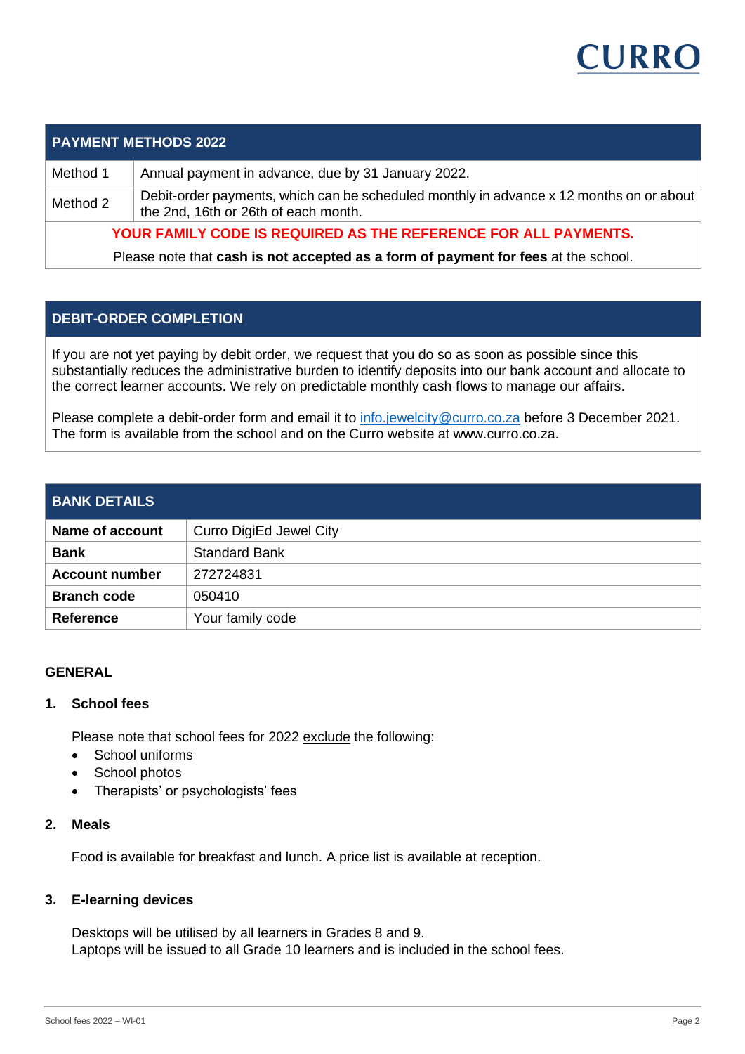## PAYMENT METHODS 2022

| | |
|---|---|
| Method 1 | Annual payment in advance, due by 31 January 2022. |
| Method 2 | Debit-order payments, which can be scheduled monthly in advance x 12 months on or about the 2nd, 16th or 26th of each month. |

**YOUR FAMILY CODE IS REQUIRED AS THE REFERENCE FOR ALL PAYMENTS.**

Please note that **cash is not accepted as a form of payment for fees** at the school.

## DEBIT-ORDER COMPLETION

If you are not yet paying by debit order, we request that you do so as soon as possible since this substantially reduces the administrative burden to identify deposits into our bank account and allocate to the correct learner accounts. We rely on predictable monthly cash flows to manage our affairs.

Please complete a debit-order form and email it to info.jewelcity@curro.co.za before 3 December 2021. The form is available from the school and on the Curro website at www.curro.co.za.

## BANK DETAILS

| | |
|---|---|
| **Name of account** | Curro DigiEd Jewel City |
| **Bank** | Standard Bank |
| **Account number** | 272724831 |
| **Branch code** | 050410 |
| **Reference** | Your family code |

## GENERAL

### 1. School fees

Please note that school fees for 2022 exclude the following:

- School uniforms
- School photos
- Therapists' or psychologists' fees

### 2. Meals

Food is available for breakfast and lunch. A price list is available at reception.

### 3. E-learning devices

Desktops will be utilised by all learners in Grades 8 and 9.
Laptops will be issued to all Grade 10 learners and is included in the school fees.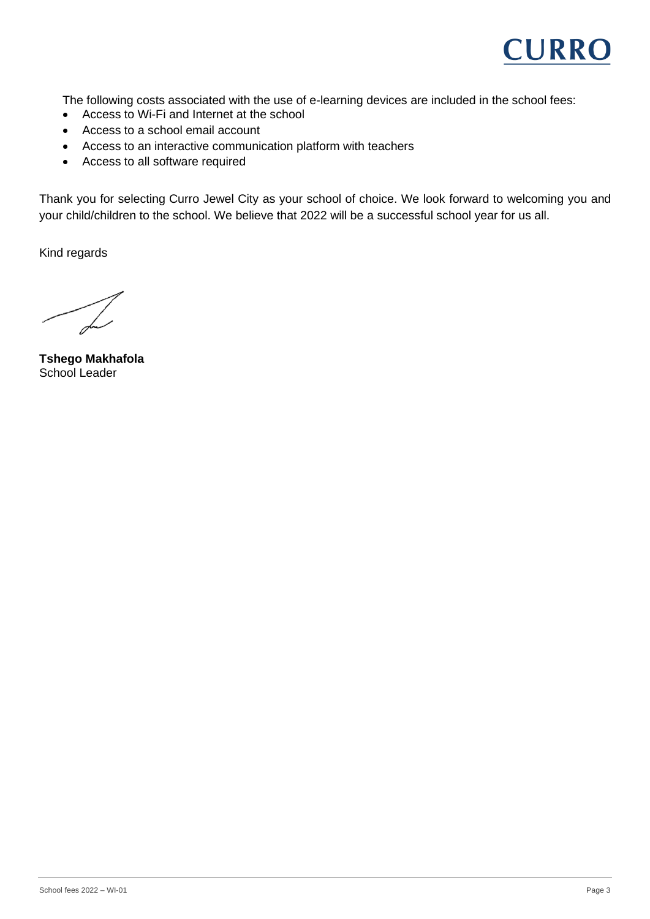The following costs associated with the use of e-learning devices are included in the school fees:

- Access to Wi-Fi and Internet at the school
- Access to a school email account
- Access to an interactive communication platform with teachers
- Access to all software required

Thank you for selecting Curro Jewel City as your school of choice. We look forward to welcoming you and your child/children to the school. We believe that 2022 will be a successful school year for us all.

Kind regards

**Tshego Makhafola**
School Leader